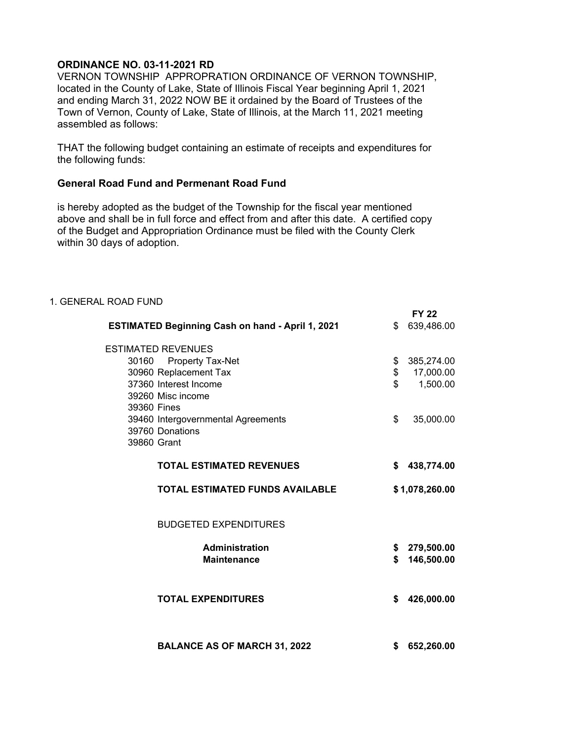**ORDINANCE NO. 03-11-2021 RD**

VERNON TOWNSHIP APPROPRATION ORDINANCE OF VERNON TOWNSHIP, located in the County of Lake, State of Illinois Fiscal Year beginning April 1, 2021 and ending March 31, 2022 NOW BE it ordained by the Board of Trustees of the Town of Vernon, County of Lake, State of Illinois, at the March 11, 2021 meeting assembled as follows:

THAT the following budget containing an estimate of receipts and expenditures for the following funds:

**General Road Fund and Permenant Road Fund**

is hereby adopted as the budget of the Township for the fiscal year mentioned above and shall be in full force and effect from and after this date. A certified copy of the Budget and Appropriation Ordinance must be filed with the County Clerk within 30 days of adoption.

1. GENERAL ROAD FUND

| | FY 22 |
|---|---|
| **ESTIMATED Beginning Cash on hand - April 1, 2021** | $ 639,486.00 |
| ESTIMATED REVENUES | |
| 30160 Property Tax-Net | $ 385,274.00 |
| 30960 Replacement Tax | $ 17,000.00 |
| 37360 Interest Income | $ 1,500.00 |
| 39260 Misc income | |
| 39360 Fines | |
| 39460 Intergovernmental Agreements | $ 35,000.00 |
| 39760 Donations | |
| 39860 Grant | |
| **TOTAL ESTIMATED REVENUES** | **$ 438,774.00** |
| **TOTAL ESTIMATED FUNDS AVAILABLE** | **$ 1,078,260.00** |
| BUDGETED EXPENDITURES | |
| **Administration** | **$ 279,500.00** |
| **Maintenance** | **$ 146,500.00** |
| **TOTAL EXPENDITURES** | **$ 426,000.00** |
| **BALANCE AS OF MARCH 31, 2022** | **$ 652,260.00** |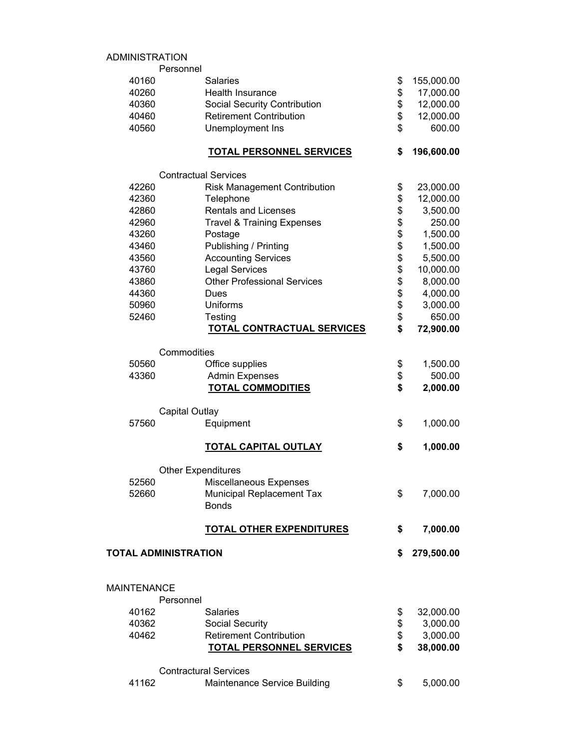## ADMINISTRATION

### Personnel

| Code | Description | Amount |
|---|---|---|
| 40160 | Salaries | $ 155,000.00 |
| 40260 | Health Insurance | $ 17,000.00 |
| 40360 | Social Security Contribution | $ 12,000.00 |
| 40460 | Retirement Contribution | $ 12,000.00 |
| 40560 | Unemployment Ins | $ 600.00 |
| | **TOTAL PERSONNEL SERVICES** | **$ 196,600.00** |

### Contractual Services

| Code | Description | Amount |
|---|---|---|
| 42260 | Risk Management Contribution | $ 23,000.00 |
| 42360 | Telephone | $ 12,000.00 |
| 42860 | Rentals and Licenses | $ 3,500.00 |
| 42960 | Travel & Training Expenses | $ 250.00 |
| 43260 | Postage | $ 1,500.00 |
| 43460 | Publishing / Printing | $ 1,500.00 |
| 43560 | Accounting Services | $ 5,500.00 |
| 43760 | Legal Services | $ 10,000.00 |
| 43860 | Other Professional Services | $ 8,000.00 |
| 44360 | Dues | $ 4,000.00 |
| 50960 | Uniforms | $ 3,000.00 |
| 52460 | Testing | $ 650.00 |
| | **TOTAL CONTRACTUAL SERVICES** | **$ 72,900.00** |

### Commodities

| Code | Description | Amount |
|---|---|---|
| 50560 | Office supplies | $ 1,500.00 |
| 43360 | Admin Expenses | $ 500.00 |
| | **TOTAL COMMODITIES** | **$ 2,000.00** |

### Capital Outlay

| Code | Description | Amount |
|---|---|---|
| 57560 | Equipment | $ 1,000.00 |
| | **TOTAL CAPITAL OUTLAY** | **$ 1,000.00** |

### Other Expenditures

| Code | Description | Amount |
|---|---|---|
| 52560 | Miscellaneous Expenses | |
| 52660 | Municipal Replacement Tax | $ 7,000.00 |
| | Bonds | |
| | **TOTAL OTHER EXPENDITURES** | **$ 7,000.00** |

**TOTAL ADMINISTRATION** **$ 279,500.00**

## MAINTENANCE

### Personnel

| Code | Description | Amount |
|---|---|---|
| 40162 | Salaries | $ 32,000.00 |
| 40362 | Social Security | $ 3,000.00 |
| 40462 | Retirement Contribution | $ 3,000.00 |
| | **TOTAL PERSONNEL SERVICES** | **$ 38,000.00** |

### Contractual Services

| Code | Description | Amount |
|---|---|---|
| 41162 | Maintenance Service Building | $ 5,000.00 |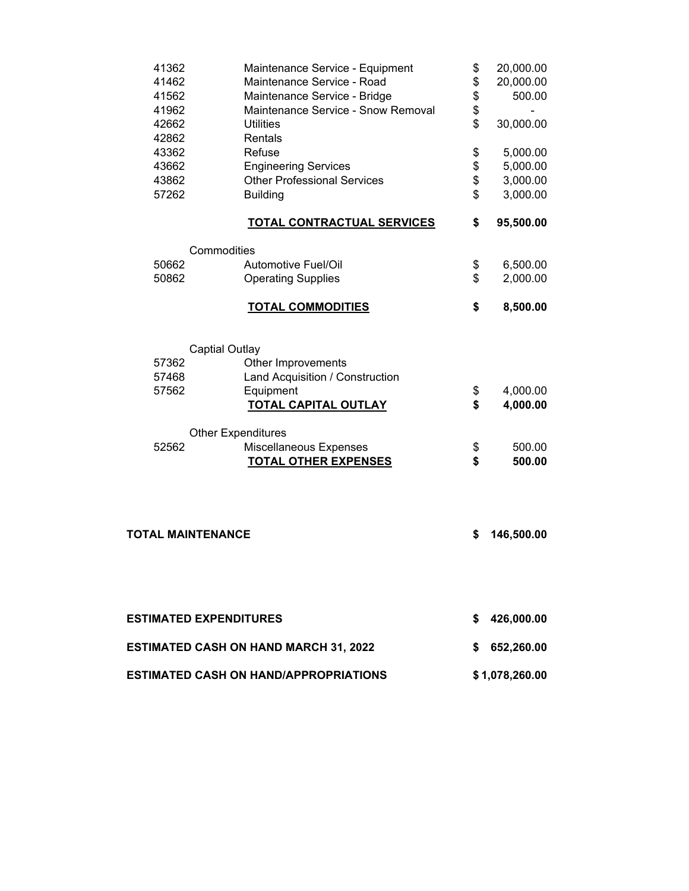| Account | Description | Amount |
|---|---|---|
| 41362 | Maintenance Service - Equipment | $ 20,000.00 |
| 41462 | Maintenance Service - Road | $ 20,000.00 |
| 41562 | Maintenance Service - Bridge | $ 500.00 |
| 41962 | Maintenance Service - Snow Removal | $ - |
| 42662 | Utilities | $ 30,000.00 |
| 42862 | Rentals | |
| 43362 | Refuse | $ 5,000.00 |
| 43662 | Engineering Services | $ 5,000.00 |
| 43862 | Other Professional Services | $ 3,000.00 |
| 57262 | Building | $ 3,000.00 |
| | **TOTAL CONTRACTUAL SERVICES** | **$ 95,500.00** |
| Commodities | | |
| 50662 | Automotive Fuel/Oil | $ 6,500.00 |
| 50862 | Operating Supplies | $ 2,000.00 |
| | **TOTAL COMMODITIES** | **$ 8,500.00** |
| Captial Outlay | | |
| 57362 | Other Improvements | |
| 57468 | Land Acquisition / Construction | |
| 57562 | Equipment | $ 4,000.00 |
| | **TOTAL CAPITAL OUTLAY** | **$ 4,000.00** |
| Other Expenditures | | |
| 52562 | Miscellaneous Expenses | $ 500.00 |
| | **TOTAL OTHER EXPENSES** | **$ 500.00** |

**TOTAL MAINTENANCE** **$ 146,500.00**

| | |
|---|---|
| **ESTIMATED EXPENDITURES** | **$ 426,000.00** |
| **ESTIMATED CASH ON HAND MARCH 31, 2022** | **$ 652,260.00** |
| **ESTIMATED CASH ON HAND/APPROPRIATIONS** | **$ 1,078,260.00** |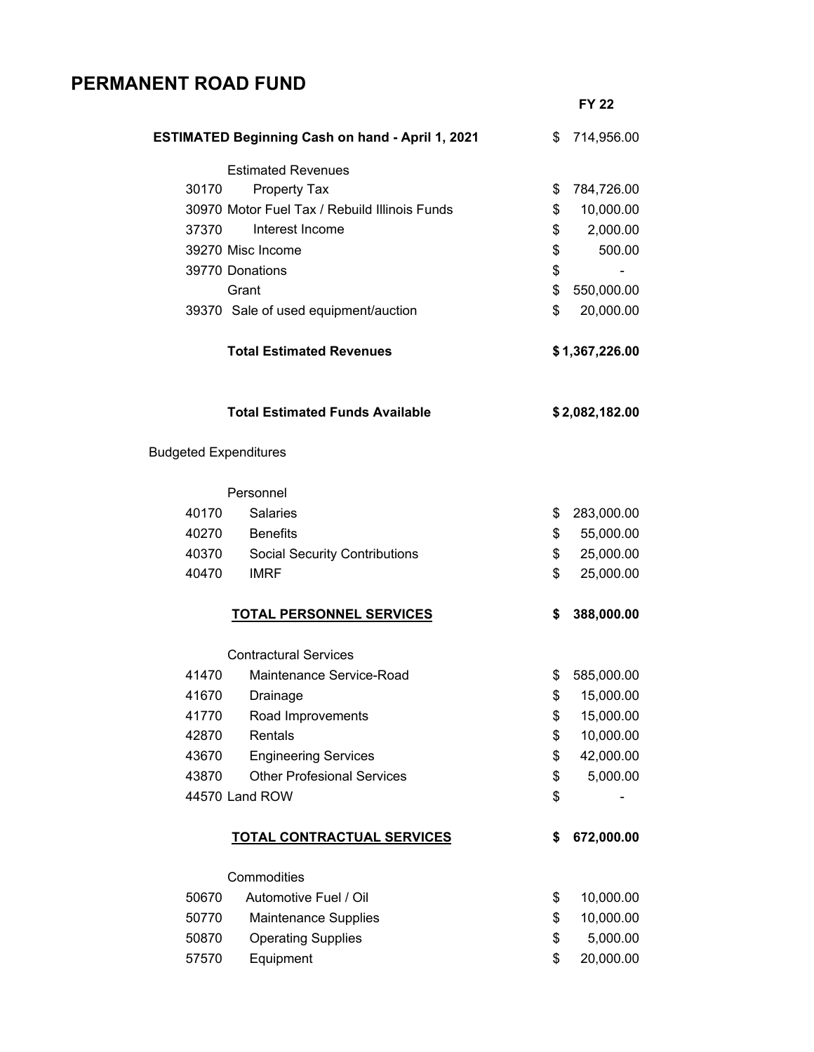# PERMANENT ROAD FUND

| Code | Description | FY 22 |
|---|---|---|
| | **ESTIMATED Beginning Cash on hand - April 1, 2021** | $ 714,956.00 |
| | Estimated Revenues | |
| 30170 | Property Tax | $ 784,726.00 |
| 30970 | Motor Fuel Tax / Rebuild Illinois Funds | $ 10,000.00 |
| 37370 | Interest Income | $ 2,000.00 |
| 39270 | Misc Income | $ 500.00 |
| 39770 | Donations | $ - |
| | Grant | $ 550,000.00 |
| 39370 | Sale of used equipment/auction | $ 20,000.00 |
| | **Total Estimated Revenues** | **$ 1,367,226.00** |
| | **Total Estimated Funds Available** | **$ 2,082,182.00** |
| | Budgeted Expenditures | |
| | Personnel | |
| 40170 | Salaries | $ 283,000.00 |
| 40270 | Benefits | $ 55,000.00 |
| 40370 | Social Security Contributions | $ 25,000.00 |
| 40470 | IMRF | $ 25,000.00 |
| | **TOTAL PERSONNEL SERVICES** | **$ 388,000.00** |
| | Contractural Services | |
| 41470 | Maintenance Service-Road | $ 585,000.00 |
| 41670 | Drainage | $ 15,000.00 |
| 41770 | Road Improvements | $ 15,000.00 |
| 42870 | Rentals | $ 10,000.00 |
| 43670 | Engineering Services | $ 42,000.00 |
| 43870 | Other Profesional Services | $ 5,000.00 |
| 44570 | Land ROW | $ - |
| | **TOTAL CONTRACTUAL SERVICES** | **$ 672,000.00** |
| | Commodities | |
| 50670 | Automotive Fuel / Oil | $ 10,000.00 |
| 50770 | Maintenance Supplies | $ 10,000.00 |
| 50870 | Operating Supplies | $ 5,000.00 |
| 57570 | Equipment | $ 20,000.00 |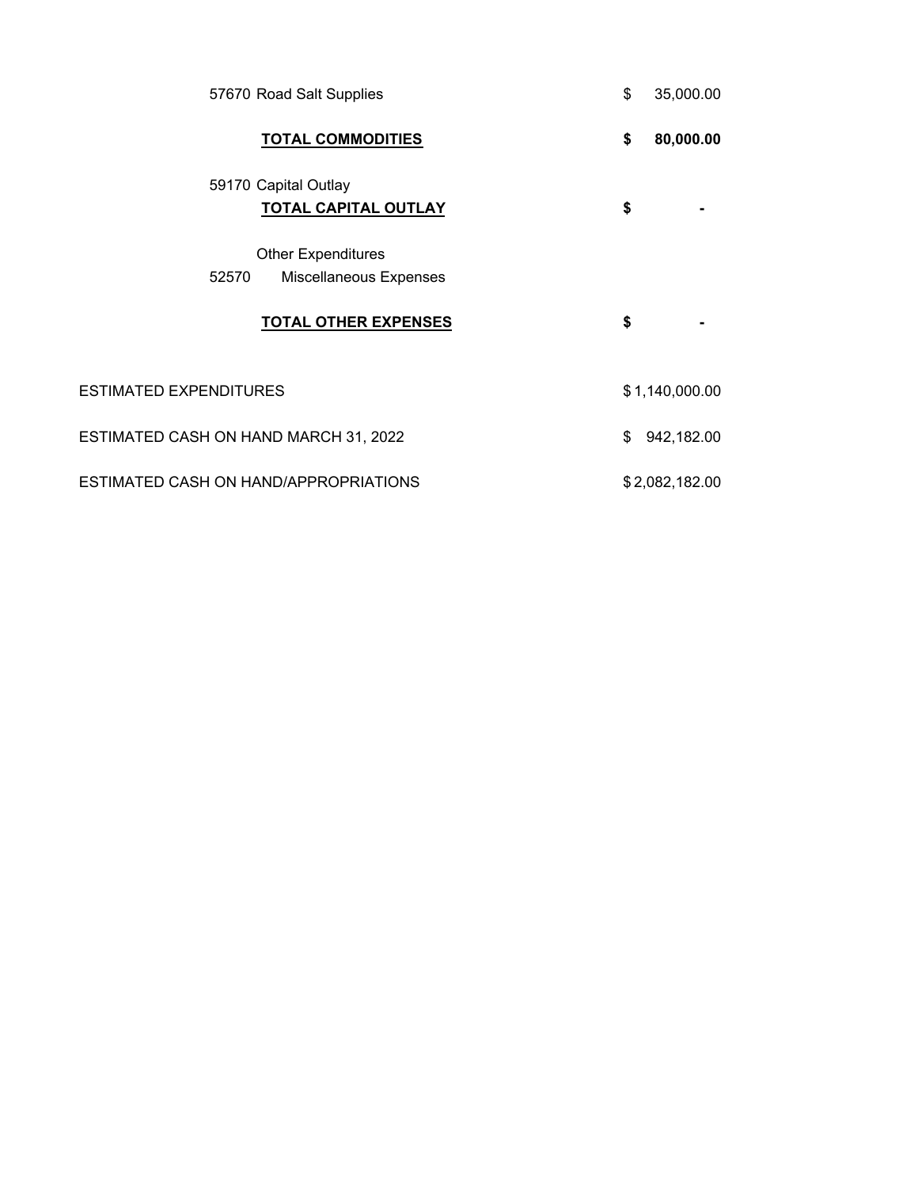| | |
|---|---|
| 57670 Road Salt Supplies | $ 35,000.00 |
| **TOTAL COMMODITIES** | **$ 80,000.00** |
| 59170 Capital Outlay | |
| **TOTAL CAPITAL OUTLAY** | **$ -** |
| Other Expenditures | |
| 52570 Miscellaneous Expenses | |
| **TOTAL OTHER EXPENSES** | **$ -** |
| ESTIMATED EXPENDITURES | $ 1,140,000.00 |
| ESTIMATED CASH ON HAND MARCH 31, 2022 | $ 942,182.00 |
| ESTIMATED CASH ON HAND/APPROPRIATIONS | $ 2,082,182.00 |